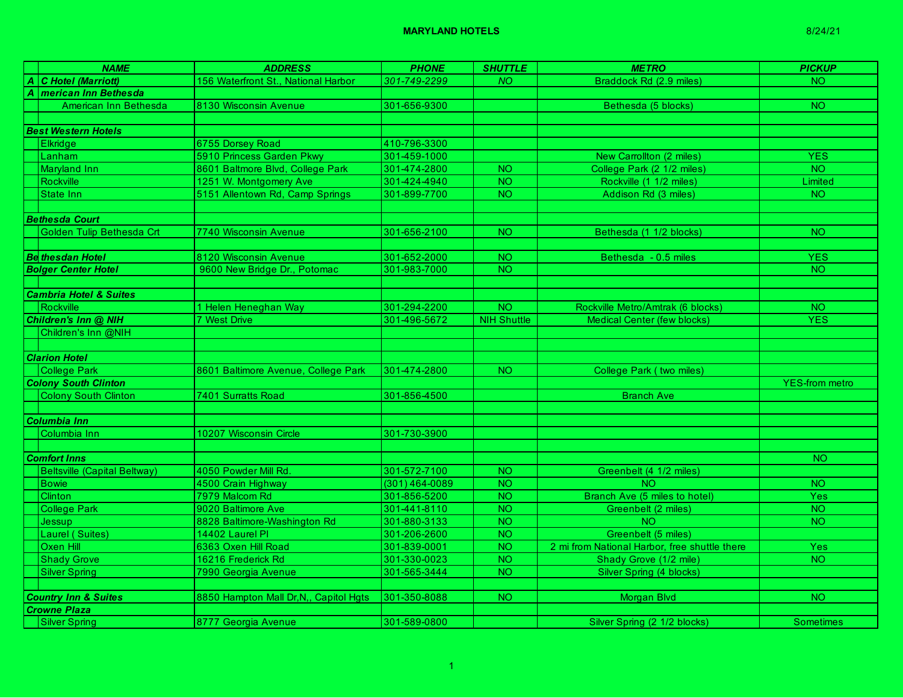# MARYLAND HOTELS

8/24/21

| | NAME | ADDRESS | PHONE | SHUTTLE | METRO | PICKUP |
|---|---|---|---|---|---|---|
| A | *C Hotel (Marriott)* | 156 Waterfront St., National Harbor | *301-749-2299* | *NO* | Braddock Rd (2.9 miles) | NO |
| A | *merican Inn Bethesda* | | | | | |
| | American Inn Bethesda | 8130 Wisconsin Avenue | 301-656-9300 | | Bethesda (5 blocks) | NO |
| | | | | | | |
| *Best Western Hotels* | | | | | | |
| | Elkridge | 6755 Dorsey Road | 410-796-3300 | | | |
| | Lanham | 5910 Princess Garden Pkwy | 301-459-1000 | | New Carrollton (2 miles) | YES |
| | Maryland Inn | 8601 Baltmore Blvd, College Park | 301-474-2800 | NO | College Park (2 1/2 miles) | NO |
| | Rockville | 1251 W. Montgomery Ave | 301-424-4940 | NO | Rockville (1 1/2 miles) | Limited |
| | State Inn | 5151 Allentown Rd, Camp Springs | 301-899-7700 | NO | Addison Rd (3 miles) | NO |
| | | | | | | |
| *Bethesda Court* | | | | | | |
| | Golden Tulip Bethesda Crt | 7740 Wisconsin Avenue | 301-656-2100 | NO | Bethesda (1 1/2 blocks) | NO |
| | | | | | | |
| *Be* | *thesdan Hotel* | 8120 Wisconsin Avenue | 301-652-2000 | NO | Bethesda - 0.5 miles | YES |
| *Bolger Center Hotel* | | 9600 New Bridge Dr., Potomac | 301-983-7000 | NO | | NO |
| | | | | | | |
| *Cambria Hotel & Suites* | | | | | | |
| | Rockville | 1 Helen Heneghan Way | 301-294-2200 | NO | Rockville Metro/Amtrak (6 blocks) | NO |
| *Children's Inn @ NIH* | | 7 West Drive | 301-496-5672 | NIH Shuttle | Medical Center (few blocks) | YES |
| | Children's Inn @NIH | | | | | |
| | | | | | | |
| *Clarion Hotel* | | | | | | |
| | College Park | 8601 Baltimore Avenue, College Park | 301-474-2800 | NO | College Park ( two miles) | |
| *Colony South Clinton* | | | | | | YES-from metro |
| | Colony South Clinton | 7401 Surratts Road | 301-856-4500 | | Branch Ave | |
| | | | | | | |
| *Columbia Inn* | | | | | | |
| | Columbia Inn | 10207 Wisconsin Circle | 301-730-3900 | | | |
| | | | | | | |
| *Comfort Inns* | | | | | | NO |
| | Beltsville (Capital Beltway) | 4050 Powder Mill Rd. | 301-572-7100 | NO | Greenbelt (4 1/2 miles) | |
| | Bowie | 4500 Crain Highway | (301) 464-0089 | NO | NO | NO |
| | Clinton | 7979 Malcom Rd | 301-856-5200 | NO | Branch Ave (5 miles to hotel) | Yes |
| | College Park | 9020 Baltimore Ave | 301-441-8110 | NO | Greenbelt (2 miles) | NO |
| | Jessup | 8828 Baltimore-Washington Rd | 301-880-3133 | NO | NO | NO |
| | Laurel ( Suites) | 14402 Laurel Pl | 301-206-2600 | NO | Greenbelt (5 miles) | |
| | Oxen Hill | 6363 Oxen Hill Road | 301-839-0001 | NO | 2 mi from National Harbor, free shuttle there | Yes |
| | Shady Grove | 16216 Frederick Rd | 301-330-0023 | NO | Shady Grove (1/2 mile) | NO |
| | Silver Spring | 7990 Georgia Avenue | 301-565-3444 | NO | Silver Spring (4 blocks) | |
| | | | | | | |
| *Country Inn & Suites* | | 8850 Hampton Mall Dr,N,, Capitol Hgts | 301-350-8088 | NO | Morgan Blvd | NO |
| *Crowne Plaza* | | | | | | |
| | Silver Spring | 8777 Georgia Avenue | 301-589-0800 | | Silver Spring (2 1/2 blocks) | Sometimes |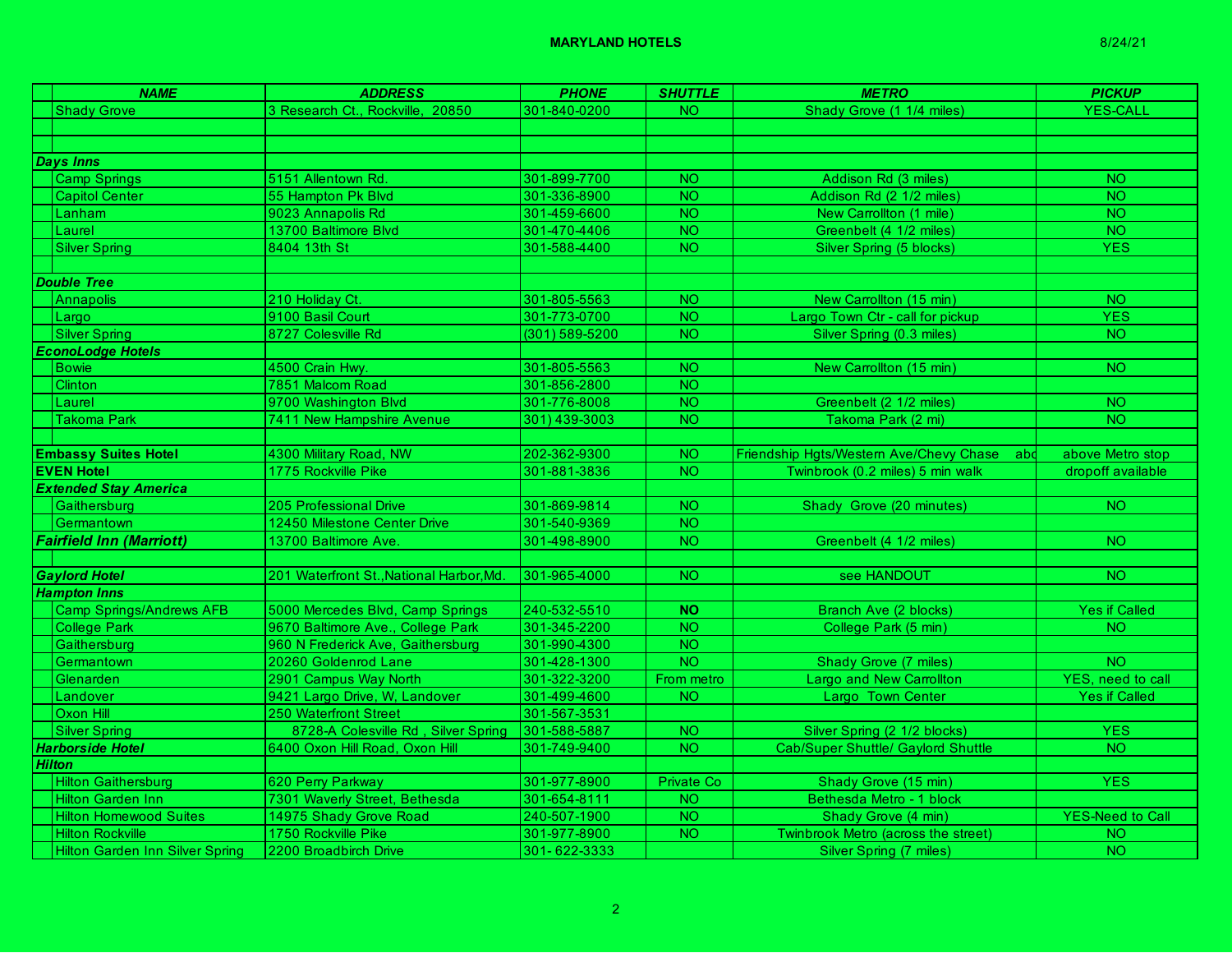# MARYLAND HOTELS

8/24/21

| | NAME | ADDRESS | PHONE | SHUTTLE | METRO | PICKUP |
|---|---|---|---|---|---|---|
| | Shady Grove | 3 Research Ct., Rockville, 20850 | 301-840-0200 | NO | Shady Grove (1 1/4 miles) | YES-CALL |
| | | | | | | |
| | | | | | | |
| ***Days Inns*** | | | | | | |
| | Camp Springs | 5151 Allentown Rd. | 301-899-7700 | NO | Addison Rd (3 miles) | NO |
| | Capitol Center | 55 Hampton Pk Blvd | 301-336-8900 | NO | Addison Rd (2 1/2 miles) | NO |
| | Lanham | 9023 Annapolis Rd | 301-459-6600 | NO | New Carrollton (1 mile) | NO |
| | Laurel | 13700 Baltimore Blvd | 301-470-4406 | NO | Greenbelt (4 1/2 miles) | NO |
| | Silver Spring | 8404 13th St | 301-588-4400 | NO | Silver Spring (5 blocks) | YES |
| | | | | | | |
| ***Double Tree*** | | | | | | |
| | Annapolis | 210 Holiday Ct. | 301-805-5563 | NO | New Carrollton (15 min) | NO |
| | Largo | 9100 Basil Court | 301-773-0700 | NO | Largo Town Ctr - call for pickup | YES |
| | Silver Spring | 8727 Colesville Rd | (301) 589-5200 | NO | Silver Spring (0.3 miles) | NO |
| ***EconoLodge Hotels*** | | | | | | |
| | Bowie | 4500 Crain Hwy. | 301-805-5563 | NO | New Carrollton (15 min) | NO |
| | Clinton | 7851 Malcom Road | 301-856-2800 | NO | | |
| | Laurel | 9700 Washington Blvd | 301-776-8008 | NO | Greenbelt (2 1/2 miles) | NO |
| | Takoma Park | 7411 New Hampshire Avenue | 301) 439-3003 | NO | Takoma Park (2 mi) | NO |
| | | | | | | |
| **Embassy Suites Hotel** | | 4300 Military Road, NW | 202-362-9300 | NO | Friendship Hgts/Western Ave/Chevy Chase abo | above Metro stop |
| **EVEN Hotel** | | 1775 Rockville Pike | 301-881-3836 | NO | Twinbrook (0.2 miles) 5 min walk | dropoff available |
| ***Extended Stay America*** | | | | | | |
| | Gaithersburg | 205 Professional Drive | 301-869-9814 | NO | Shady Grove (20 minutes) | NO |
| | Germantown | 12450 Milestone Center Drive | 301-540-9369 | NO | | |
| ***Fairfield Inn (Marriott)*** | | 13700 Baltimore Ave. | 301-498-8900 | NO | Greenbelt (4 1/2 miles) | NO |
| | | | | | | |
| ***Gaylord Hotel*** | | 201 Waterfront St.,National Harbor,Md. | 301-965-4000 | NO | see HANDOUT | NO |
| ***Hampton Inns*** | | | | | | |
| | Camp Springs/Andrews AFB | 5000 Mercedes Blvd, Camp Springs | 240-532-5510 | **NO** | Branch Ave (2 blocks) | Yes if Called |
| | College Park | 9670 Baltimore Ave., College Park | 301-345-2200 | NO | College Park (5 min) | NO |
| | Gaithersburg | 960 N Frederick Ave, Gaithersburg | 301-990-4300 | NO | | |
| | Germantown | 20260 Goldenrod Lane | 301-428-1300 | NO | Shady Grove (7 miles) | NO |
| | Glenarden | 2901 Campus Way North | 301-322-3200 | From metro | Largo and New Carrollton | YES, need to call |
| | Landover | 9421 Largo Drive, W, Landover | 301-499-4600 | NO | Largo Town Center | Yes if Called |
| | Oxon Hill | 250 Waterfront Street | 301-567-3531 | | | |
| | Silver Spring | 8728-A Colesville Rd , Silver Spring | 301-588-5887 | NO | Silver Spring (2 1/2 blocks) | YES |
| ***Harborside Hotel*** | | 6400 Oxon Hill Road, Oxon Hill | 301-749-9400 | NO | Cab/Super Shuttle/ Gaylord Shuttle | NO |
| ***Hilton*** | | | | | | |
| | Hilton Gaithersburg | 620 Perry Parkway | 301-977-8900 | Private Co | Shady Grove (15 min) | YES |
| | Hilton Garden Inn | 7301 Waverly Street, Bethesda | 301-654-8111 | NO | Bethesda Metro - 1 block | |
| | Hilton Homewood Suites | 14975 Shady Grove Road | 240-507-1900 | NO | Shady Grove (4 min) | YES-Need to Call |
| | Hilton Rockville | 1750 Rockville Pike | 301-977-8900 | NO | Twinbrook Metro (across the street) | NO |
| | Hilton Garden Inn Silver Spring | 2200 Broadbirch Drive | 301- 622-3333 | | Silver Spring (7 miles) | NO |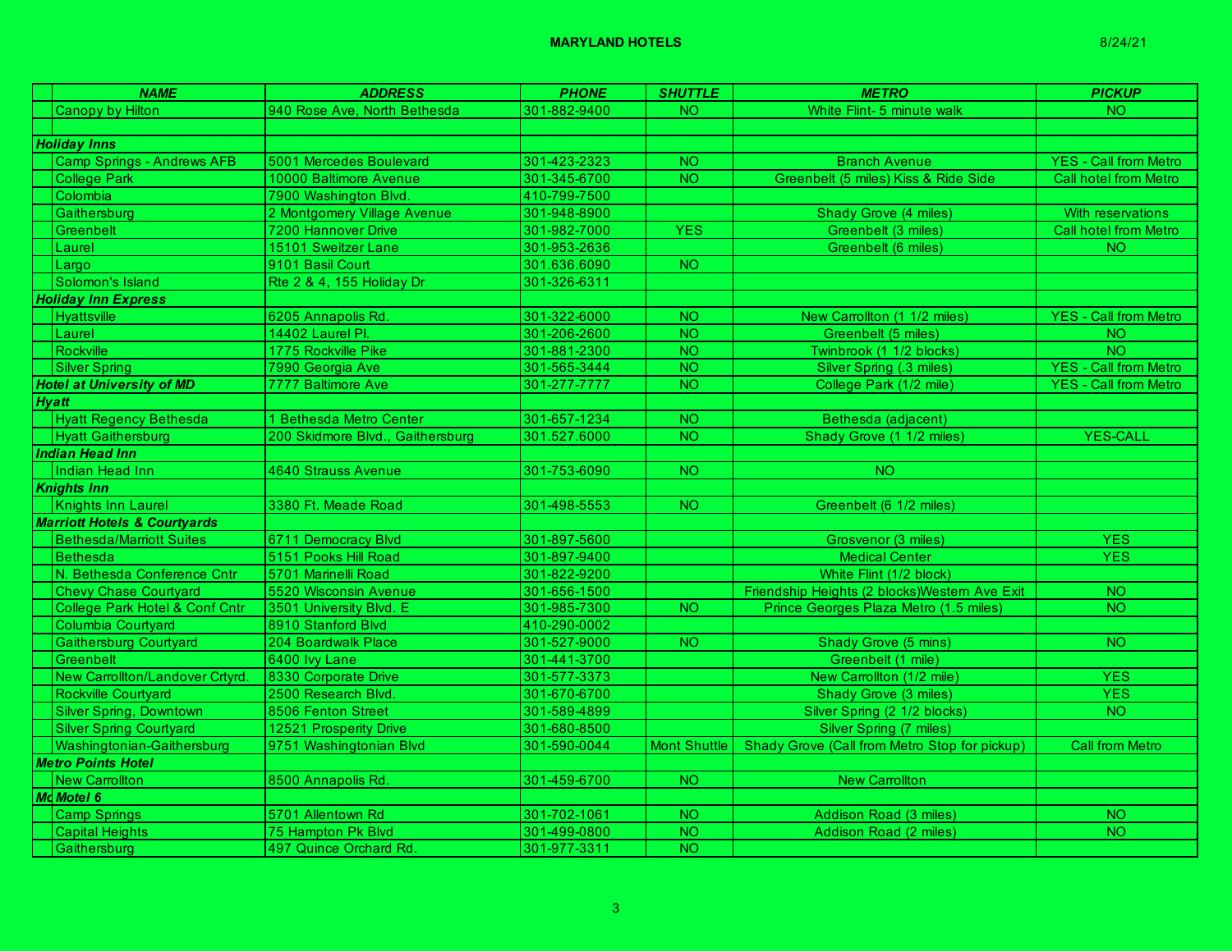# MARYLAND HOTELS

8/24/21

| NAME | ADDRESS | PHONE | SHUTTLE | METRO | PICKUP |
|---|---|---|---|---|---|
| Canopy by Hilton | 940 Rose Ave, North Bethesda | 301-882-9400 | NO | White Flint- 5 minute walk | NO |
| | | | | | |
| ***Holiday Inns*** | | | | | |
| Camp Springs - Andrews AFB | 5001 Mercedes Boulevard | 301-423-2323 | NO | Branch Avenue | YES - Call from Metro |
| College Park | 10000 Baltimore Avenue | 301-345-6700 | NO | Greenbelt (5 miles) Kiss & Ride Side | Call hotel from Metro |
| Colombia | 7900 Washington Blvd. | 410-799-7500 | | | |
| Gaithersburg | 2 Montgomery Village Avenue | 301-948-8900 | | Shady Grove (4 miles) | With reservations |
| Greenbelt | 7200 Hannover Drive | 301-982-7000 | YES | Greenbelt (3 miles) | Call hotel from Metro |
| Laurel | 15101 Sweitzer Lane | 301-953-2636 | | Greenbelt (6 miles) | NO |
| Largo | 9101 Basil Court | 301.636.6090 | NO | | |
| Solomon's Island | Rte 2 & 4, 155 Holiday Dr | 301-326-6311 | | | |
| ***Holiday Inn Express*** | | | | | |
| Hyattsville | 6205 Annapolis Rd. | 301-322-6000 | NO | New Carrollton (1 1/2 miles) | YES - Call from Metro |
| Laurel | 14402 Laurel Pl. | 301-206-2600 | NO | Greenbelt (5 miles) | NO |
| Rockville | 1775 Rockville Pike | 301-881-2300 | NO | Twinbrook (1 1/2 blocks) | NO |
| Silver Spring | 7990 Georgia Ave | 301-565-3444 | NO | Silver Spring (.3 miles) | YES - Call from Metro |
| ***Hotel at University of MD*** | 7777 Baltimore Ave | 301-277-7777 | NO | College Park (1/2 mile) | YES - Call from Metro |
| ***Hyatt*** | | | | | |
| Hyatt Regency Bethesda | 1 Bethesda Metro Center | 301-657-1234 | NO | Bethesda (adjacent) | |
| Hyatt Gaithersburg | 200 Skidmore Blvd., Gaithersburg | 301.527.6000 | NO | Shady Grove (1 1/2 miles) | YES-CALL |
| ***Indian Head Inn*** | | | | | |
| Indian Head Inn | 4640 Strauss Avenue | 301-753-6090 | NO | NO | |
| ***Knights Inn*** | | | | | |
| Knights Inn Laurel | 3380 Ft. Meade Road | 301-498-5553 | NO | Greenbelt (6 1/2 miles) | |
| ***Marriott Hotels & Courtyards*** | | | | | |
| Bethesda/Marriott Suites | 6711 Democracy Blvd | 301-897-5600 | | Grosvenor (3 miles) | YES |
| Bethesda | 5151 Pooks Hill Road | 301-897-9400 | | Medical Center | YES |
| N. Bethesda Conference Cntr | 5701 Marinelli Road | 301-822-9200 | | White Flint (1/2 block) | |
| Chevy Chase Courtyard | 5520 Wisconsin Avenue | 301-656-1500 | | Friendship Heights (2 blocks)Western Ave Exit | NO |
| College Park Hotel & Conf Cntr | 3501 University Blvd. E | 301-985-7300 | NO | Prince Georges Plaza Metro (1.5 miles) | NO |
| Columbia Courtyard | 8910 Stanford Blvd | 410-290-0002 | | | |
| Gaithersburg Courtyard | 204 Boardwalk Place | 301-527-9000 | NO | Shady Grove (5 mins) | NO |
| Greenbelt | 6400 Ivy Lane | 301-441-3700 | | Greenbelt (1 mile) | |
| New Carrollton/Landover Crtyrd. | 8330 Corporate Drive | 301-577-3373 | | New Carrollton (1/2 mile) | YES |
| Rockville Courtyard | 2500 Research Blvd. | 301-670-6700 | | Shady Grove (3 miles) | YES |
| Silver Spring, Downtown | 8506 Fenton Street | 301-589-4899 | | Silver Spring (2 1/2 blocks) | NO |
| Silver Spring Courtyard | 12521 Prosperity Drive | 301-680-8500 | | Silver Spring (7 miles) | |
| Washingtonian-Gaithersburg | 9751 Washingtonian Blvd | 301-590-0044 | Mont Shuttle | Shady Grove (Call from Metro Stop for pickup) | Call from Metro |
| ***Metro Points Hotel*** | | | | | |
| New Carrollton | 8500 Annapolis Rd. | 301-459-6700 | NO | New Carrollton | |
| ***Motel 6*** | | | | | |
| Camp Springs | 5701 Allentown Rd | 301-702-1061 | NO | Addison Road (3 miles) | NO |
| Capital Heights | 75 Hampton Pk Blvd | 301-499-0800 | NO | Addison Road (2 miles) | NO |
| Gaithersburg | 497 Quince Orchard Rd. | 301-977-3311 | NO | | |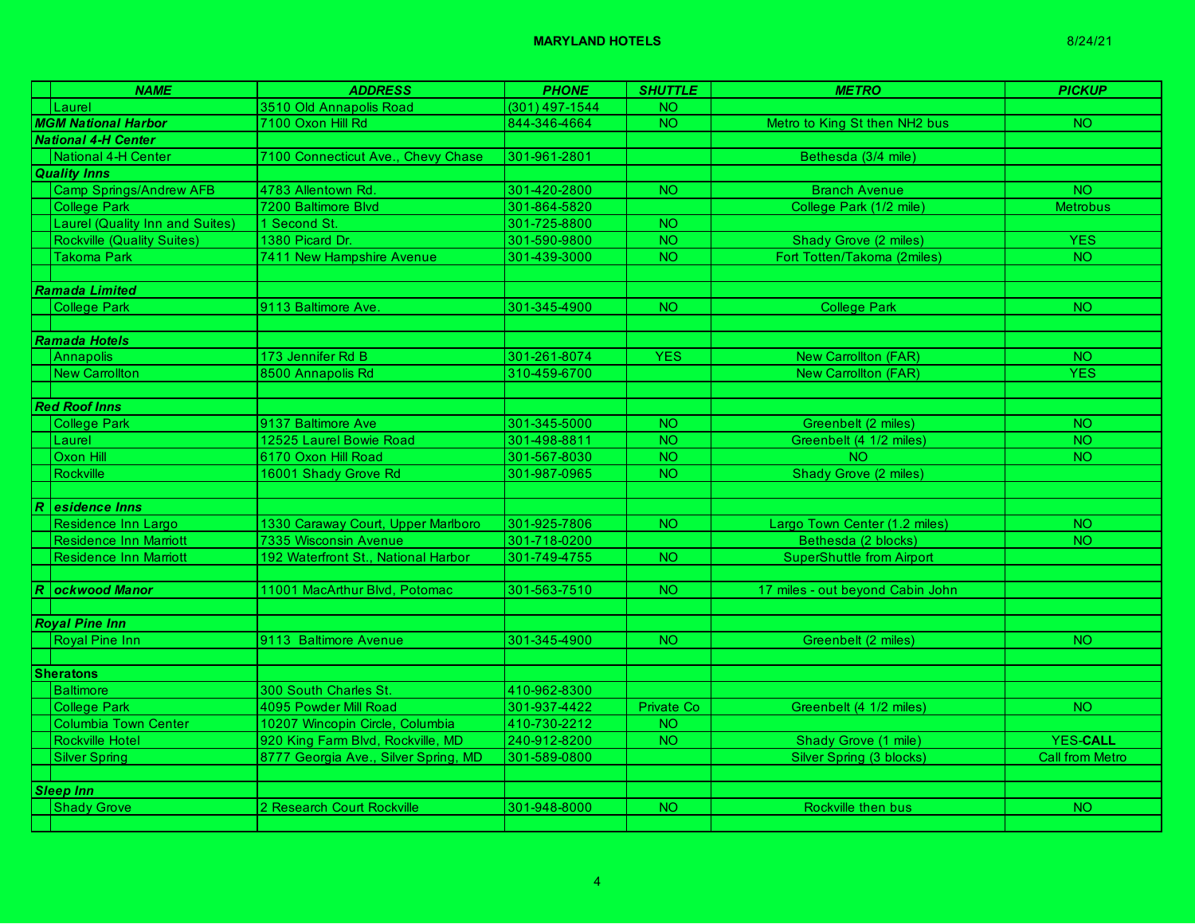**MARYLAND HOTELS** 8/24/21

| NAME | ADDRESS | PHONE | SHUTTLE | METRO | PICKUP |
|---|---|---|---|---|---|
| Laurel | 3510 Old Annapolis Road | (301) 497-1544 | NO | | |
| ***MGM National Harbor*** | 7100 Oxon Hill Rd | 844-346-4664 | NO | Metro to King St then NH2 bus | NO |
| ***National 4-H Center*** | | | | | |
| National 4-H Center | 7100 Connecticut Ave., Chevy Chase | 301-961-2801 | | Bethesda (3/4 mile) | |
| ***Quality Inns*** | | | | | |
| Camp Springs/Andrew AFB | 4783 Allentown Rd. | 301-420-2800 | NO | Branch Avenue | NO |
| College Park | 7200 Baltimore Blvd | 301-864-5820 | | College Park (1/2 mile) | Metrobus |
| Laurel (Quality Inn and Suites) | 1 Second St. | 301-725-8800 | NO | | |
| Rockville (Quality Suites) | 1380 Picard Dr. | 301-590-9800 | NO | Shady Grove (2 miles) | YES |
| Takoma Park | 7411 New Hampshire Avenue | 301-439-3000 | NO | Fort Totten/Takoma (2miles) | NO |
| | | | | | |
| ***Ramada Limited*** | | | | | |
| College Park | 9113 Baltimore Ave. | 301-345-4900 | NO | College Park | NO |
| | | | | | |
| ***Ramada Hotels*** | | | | | |
| Annapolis | 173 Jennifer Rd B | 301-261-8074 | YES | New Carrollton (FAR) | NO |
| New Carrollton | 8500 Annapolis Rd | 310-459-6700 | | New Carrollton (FAR) | YES |
| | | | | | |
| ***Red Roof Inns*** | | | | | |
| College Park | 9137 Baltimore Ave | 301-345-5000 | NO | Greenbelt (2 miles) | NO |
| Laurel | 12525 Laurel Bowie Road | 301-498-8811 | NO | Greenbelt (4 1/2 miles) | NO |
| Oxon Hill | 6170 Oxon Hill Road | 301-567-8030 | NO | NO | NO |
| Rockville | 16001 Shady Grove Rd | 301-987-0965 | NO | Shady Grove (2 miles) | |
| | | | | | |
| ***R esidence Inns*** | | | | | |
| Residence Inn Largo | 1330 Caraway Court, Upper Marlboro | 301-925-7806 | NO | Largo Town Center (1.2 miles) | NO |
| Residence Inn Marriott | 7335 Wisconsin Avenue | 301-718-0200 | | Bethesda (2 blocks) | NO |
| Residence Inn Marriott | 192 Waterfront St., National Harbor | 301-749-4755 | NO | SuperShuttle from Airport | |
| | | | | | |
| ***R ockwood Manor*** | 11001 MacArthur Blvd, Potomac | 301-563-7510 | NO | 17 miles - out beyond Cabin John | |
| | | | | | |
| ***Royal Pine Inn*** | | | | | |
| Royal Pine Inn | 9113 Baltimore Avenue | 301-345-4900 | NO | Greenbelt (2 miles) | NO |
| | | | | | |
| **Sheratons** | | | | | |
| Baltimore | 300 South Charles St. | 410-962-8300 | | | |
| College Park | 4095 Powder Mill Road | 301-937-4422 | Private Co | Greenbelt (4 1/2 miles) | NO |
| Columbia Town Center | 10207 Wincopin Circle, Columbia | 410-730-2212 | NO | | |
| Rockville Hotel | 920 King Farm Blvd, Rockville, MD | 240-912-8200 | NO | Shady Grove (1 mile) | YES-**CALL** |
| Silver Spring | 8777 Georgia Ave., Silver Spring, MD | 301-589-0800 | | Silver Spring (3 blocks) | Call from Metro |
| | | | | | |
| ***Sleep Inn*** | | | | | |
| Shady Grove | 2 Research Court Rockville | 301-948-8000 | NO | Rockville then bus | NO |
| | | | | | |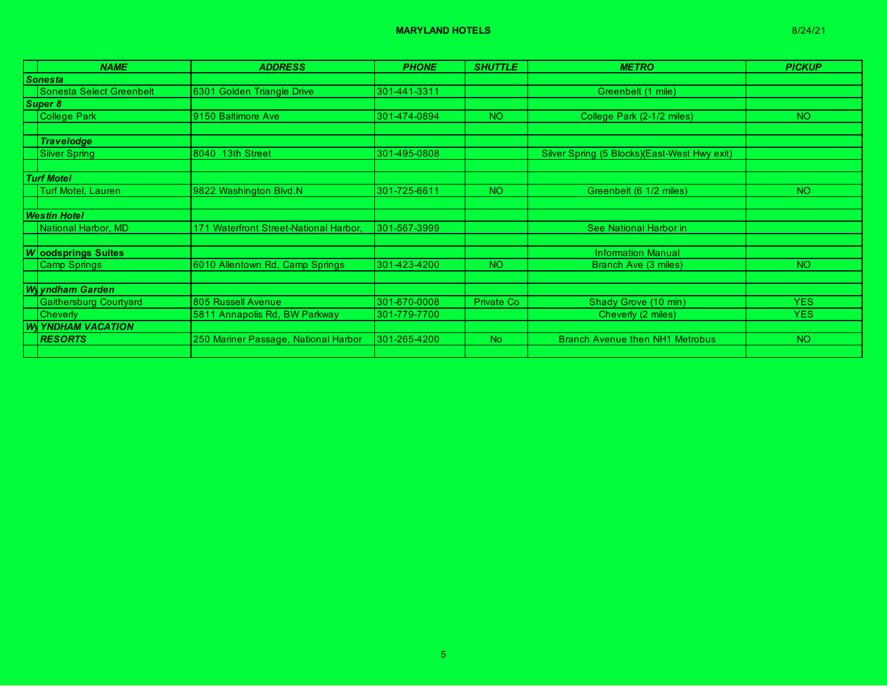**MARYLAND HOTELS** 8/24/21

| | NAME | ADDRESS | PHONE | SHUTTLE | METRO | PICKUP |
|---|---|---|---|---|---|---|
| ***Sonesta*** | | | | | | |
| | Sonesta Select Greenbelt | 6301 Golden Triangle Drive | 301-441-3311 | | Greenbelt (1 mile) | |
| ***Super 8*** | | | | | | |
| | College Park | 9150 Baltimore Ave | 301-474-0894 | NO | College Park (2-1/2 miles) | NO |
| | | | | | | |
| | ***Travelodge*** | | | | | |
| | Silver Spring | 8040 13th Street | 301-495-0808 | | Silver Spring (5 Blocks)(East-West Hwy exit) | |
| | | | | | | |
| ***Turf Motel*** | | | | | | |
| | Turf Motel, Lauren | 9822 Washington Blvd.N | 301-725-6611 | NO | Greenbelt (6 1/2 miles) | NO |
| | | | | | | |
| ***Westin Hotel*** | | | | | | |
| | National Harbor, MD | 171 Waterfront Street-National Harbor, | 301-567-3999 | | See National Harbor in | |
| | | | | | | |
| ***W*** | **oodsprings Suites** | | | | Information Manual | |
| | Camp Springs | 6010 Allentown Rd, Camp Springs | 301-423-4200 | NO | Branch Ave (3 miles) | NO |
| | | | | | | |
| ***Wy*** | ***yndham Garden*** | | | | | |
| | Gaithersburg Courtyard | 805 Russell Avenue | 301-670-0008 | Private Co | Shady Grove (10 min) | YES |
| | Cheverly | 5811 Annapolis Rd, BW Parkway | 301-779-7700 | | Cheverly (2 miles) | YES |
| ***Wy*** | ***YNDHAM VACATION*** | | | | | |
| | ***RESORTS*** | 250 Mariner Passage, National Harbor | 301-265-4200 | No | Branch Avenue then NH1 Metrobus | NO |
| | | | | | | |